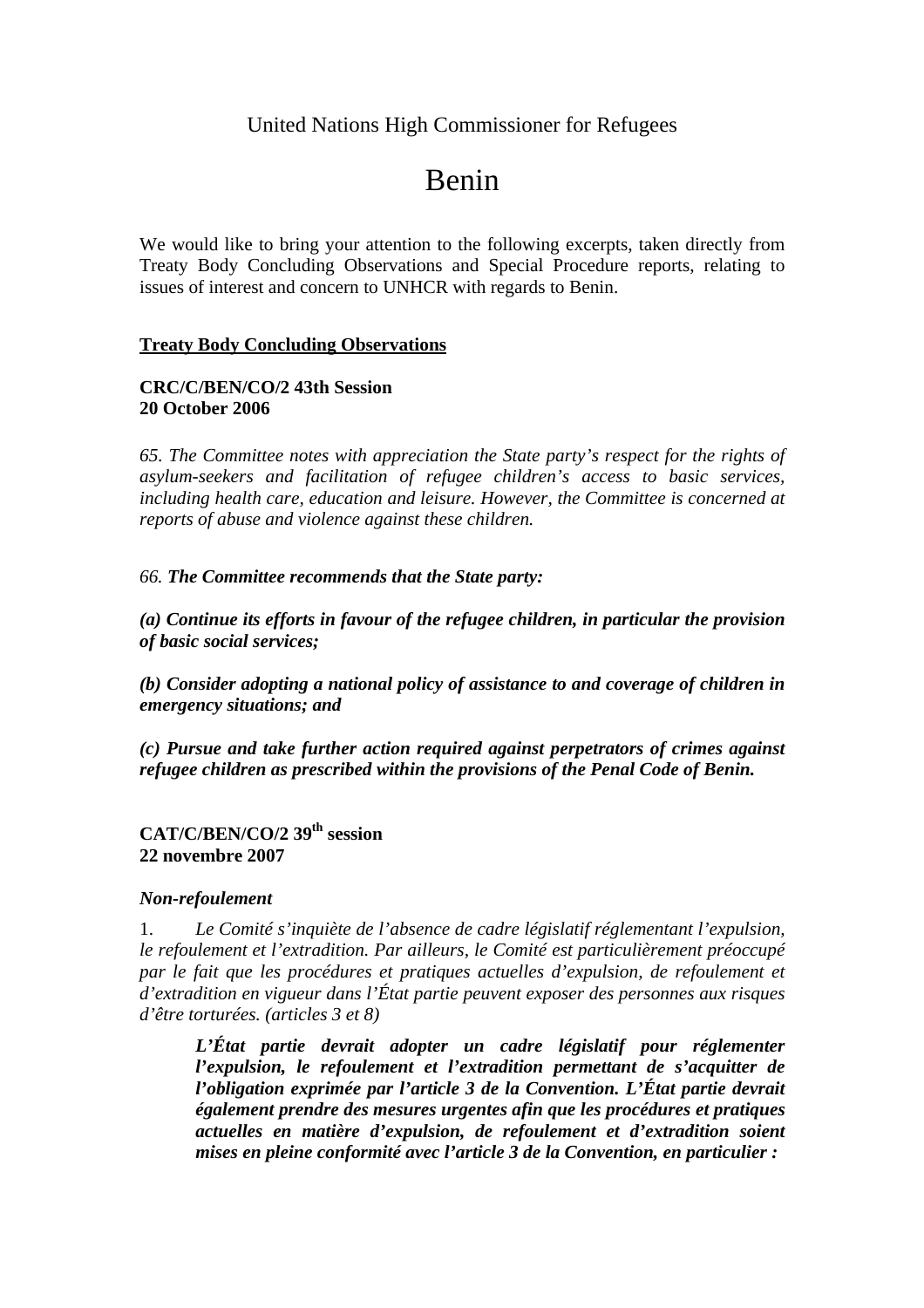United Nations High Commissioner for Refugees

# Benin

We would like to bring your attention to the following excerpts, taken directly from Treaty Body Concluding Observations and Special Procedure reports, relating to issues of interest and concern to UNHCR with regards to Benin.

## Treaty Body Concluding Observations

**CRC/C/BEN/CO/2 43th Session**
**20 October 2006**

*65. The Committee notes with appreciation the State party's respect for the rights of asylum-seekers and facilitation of refugee children's access to basic services, including health care, education and leisure. However, the Committee is concerned at reports of abuse and violence against these children.*

*66.* ***The Committee recommends that the State party:***

***(a) Continue its efforts in favour of the refugee children, in particular the provision of basic social services;***

***(b) Consider adopting a national policy of assistance to and coverage of children in emergency situations; and***

***(c) Pursue and take further action required against perpetrators of crimes against refugee children as prescribed within the provisions of the Penal Code of Benin.***

**CAT/C/BEN/CO/2 39th session**
**22 novembre 2007**

***Non-refoulement***

1. *Le Comité s'inquiète de l'absence de cadre législatif réglementant l'expulsion, le refoulement et l'extradition. Par ailleurs, le Comité est particulièrement préoccupé par le fait que les procédures et pratiques actuelles d'expulsion, de refoulement et d'extradition en vigueur dans l'État partie peuvent exposer des personnes aux risques d'être torturées. (articles 3 et 8)*

> ***L'État partie devrait adopter un cadre législatif pour réglementer l'expulsion, le refoulement et l'extradition permettant de s'acquitter de l'obligation exprimée par l'article 3 de la Convention. L'État partie devrait également prendre des mesures urgentes afin que les procédures et pratiques actuelles en matière d'expulsion, de refoulement et d'extradition soient mises en pleine conformité avec l'article 3 de la Convention, en particulier :***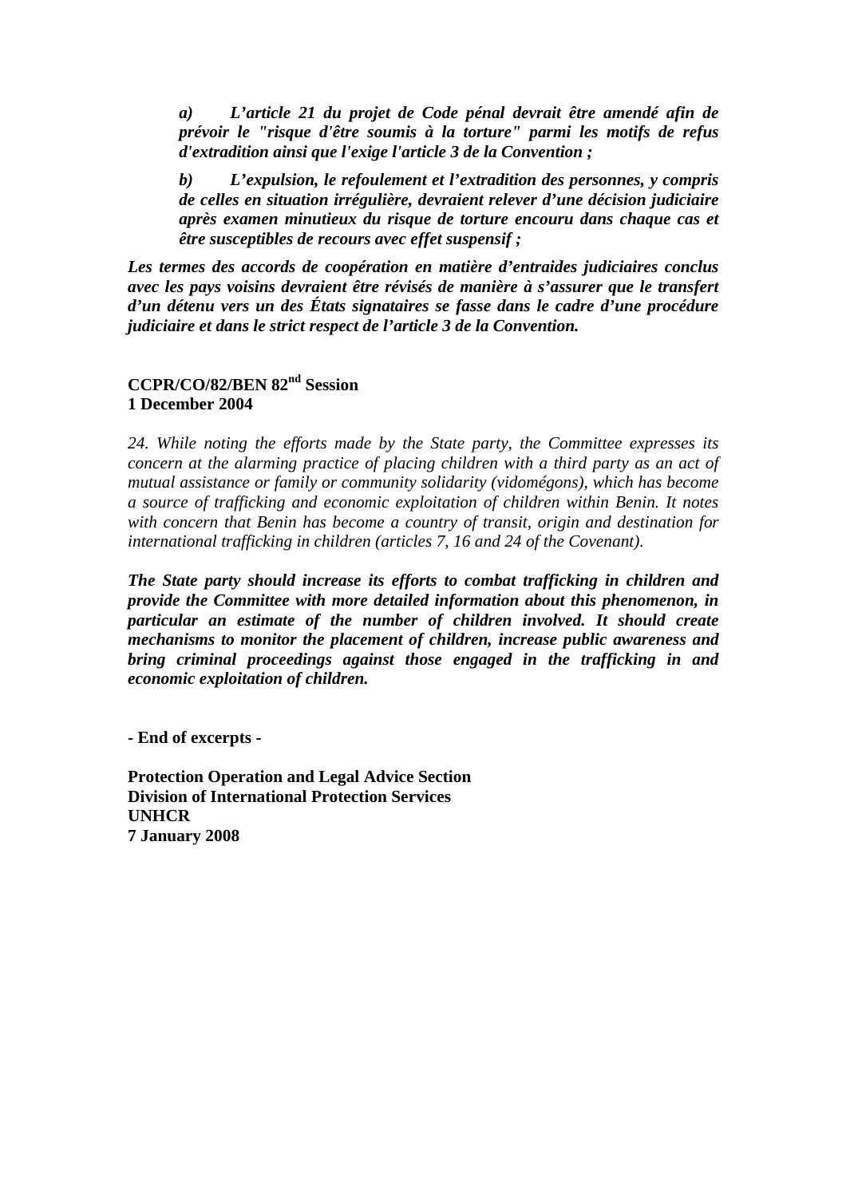> ***a)*** ***L'article 21 du projet de Code pénal devrait être amendé afin de prévoir le "risque d'être soumis à la torture" parmi les motifs de refus d'extradition ainsi que l'exige l'article 3 de la Convention ;***
>
> ***b)*** ***L'expulsion, le refoulement et l'extradition des personnes, y compris de celles en situation irrégulière, devraient relever d'une décision judiciaire après examen minutieux du risque de torture encouru dans chaque cas et être susceptibles de recours avec effet suspensif ;***

***Les termes des accords de coopération en matière d'entraides judiciaires conclus avec les pays voisins devraient être révisés de manière à s'assurer que le transfert d'un détenu vers un des États signataires se fasse dans le cadre d'une procédure judiciaire et dans le strict respect de l'article 3 de la Convention.***

**CCPR/CO/82/BEN 82nd Session**
**1 December 2004**

*24. While noting the efforts made by the State party, the Committee expresses its concern at the alarming practice of placing children with a third party as an act of mutual assistance or family or community solidarity (vidomégons), which has become a source of trafficking and economic exploitation of children within Benin. It notes with concern that Benin has become a country of transit, origin and destination for international trafficking in children (articles 7, 16 and 24 of the Covenant).*

***The State party should increase its efforts to combat trafficking in children and provide the Committee with more detailed information about this phenomenon, in particular an estimate of the number of children involved. It should create mechanisms to monitor the placement of children, increase public awareness and bring criminal proceedings against those engaged in the trafficking in and economic exploitation of children.***

**- End of excerpts -**

**Protection Operation and Legal Advice Section**
**Division of International Protection Services**
**UNHCR**
**7 January 2008**